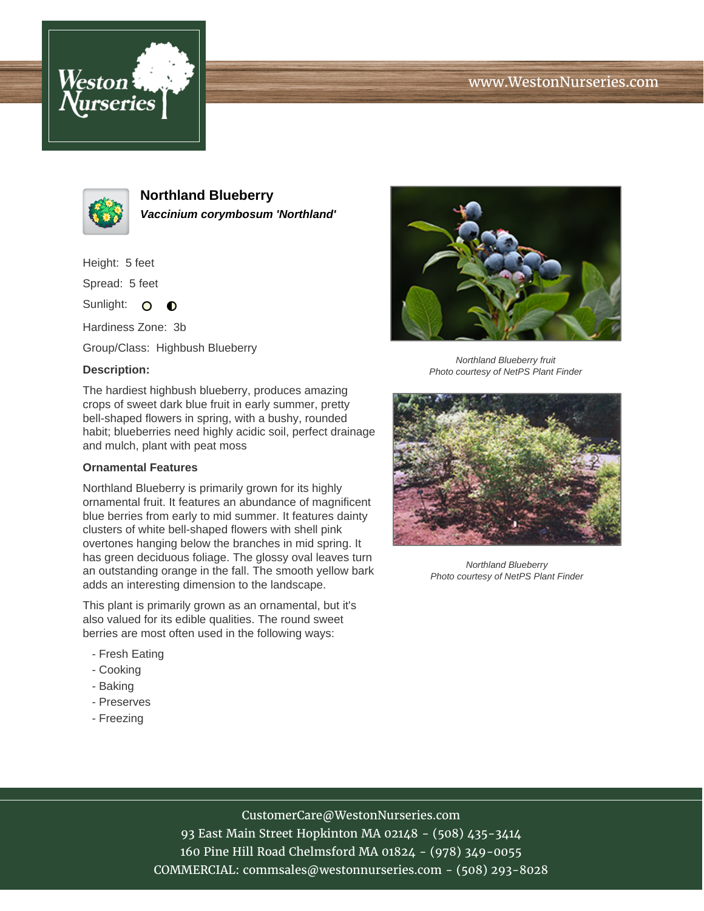# Northland Blueberry

***Vaccinium corymbosum 'Northland'***

Height: 5 feet

Spread: 5 feet

Sunlight:

Hardiness Zone: 3b

Group/Class: Highbush Blueberry

**Description:**

The hardiest highbush blueberry, produces amazing crops of sweet dark blue fruit in early summer, pretty bell-shaped flowers in spring, with a bushy, rounded habit; blueberries need highly acidic soil, perfect drainage and mulch, plant with peat moss

**Ornamental Features**

Northland Blueberry is primarily grown for its highly ornamental fruit. It features an abundance of magnificent blue berries from early to mid summer. It features dainty clusters of white bell-shaped flowers with shell pink overtones hanging below the branches in mid spring. It has green deciduous foliage. The glossy oval leaves turn an outstanding orange in the fall. The smooth yellow bark adds an interesting dimension to the landscape.

This plant is primarily grown as an ornamental, but it's also valued for its edible qualities. The round sweet berries are most often used in the following ways:

- Fresh Eating
- Cooking
- Baking
- Preserves
- Freezing

*Northland Blueberry fruit*
*Photo courtesy of NetPS Plant Finder*

*Northland Blueberry*
*Photo courtesy of NetPS Plant Finder*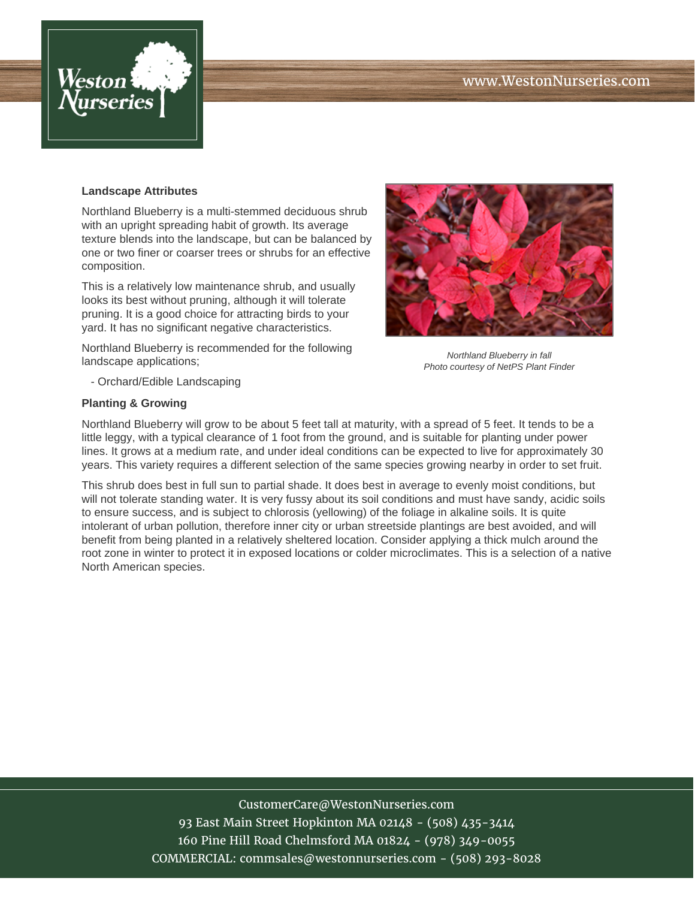### Landscape Attributes

Northland Blueberry is a multi-stemmed deciduous shrub with an upright spreading habit of growth. Its average texture blends into the landscape, but can be balanced by one or two finer or coarser trees or shrubs for an effective composition.

This is a relatively low maintenance shrub, and usually looks its best without pruning, although it will tolerate pruning. It is a good choice for attracting birds to your yard. It has no significant negative characteristics.

Northland Blueberry is recommended for the following landscape applications;

- Orchard/Edible Landscaping

*Northland Blueberry in fall*
*Photo courtesy of NetPS Plant Finder*

### Planting & Growing

Northland Blueberry will grow to be about 5 feet tall at maturity, with a spread of 5 feet. It tends to be a little leggy, with a typical clearance of 1 foot from the ground, and is suitable for planting under power lines. It grows at a medium rate, and under ideal conditions can be expected to live for approximately 30 years. This variety requires a different selection of the same species growing nearby in order to set fruit.

This shrub does best in full sun to partial shade. It does best in average to evenly moist conditions, but will not tolerate standing water. It is very fussy about its soil conditions and must have sandy, acidic soils to ensure success, and is subject to chlorosis (yellowing) of the foliage in alkaline soils. It is quite intolerant of urban pollution, therefore inner city or urban streetside plantings are best avoided, and will benefit from being planted in a relatively sheltered location. Consider applying a thick mulch around the root zone in winter to protect it in exposed locations or colder microclimates. This is a selection of a native North American species.